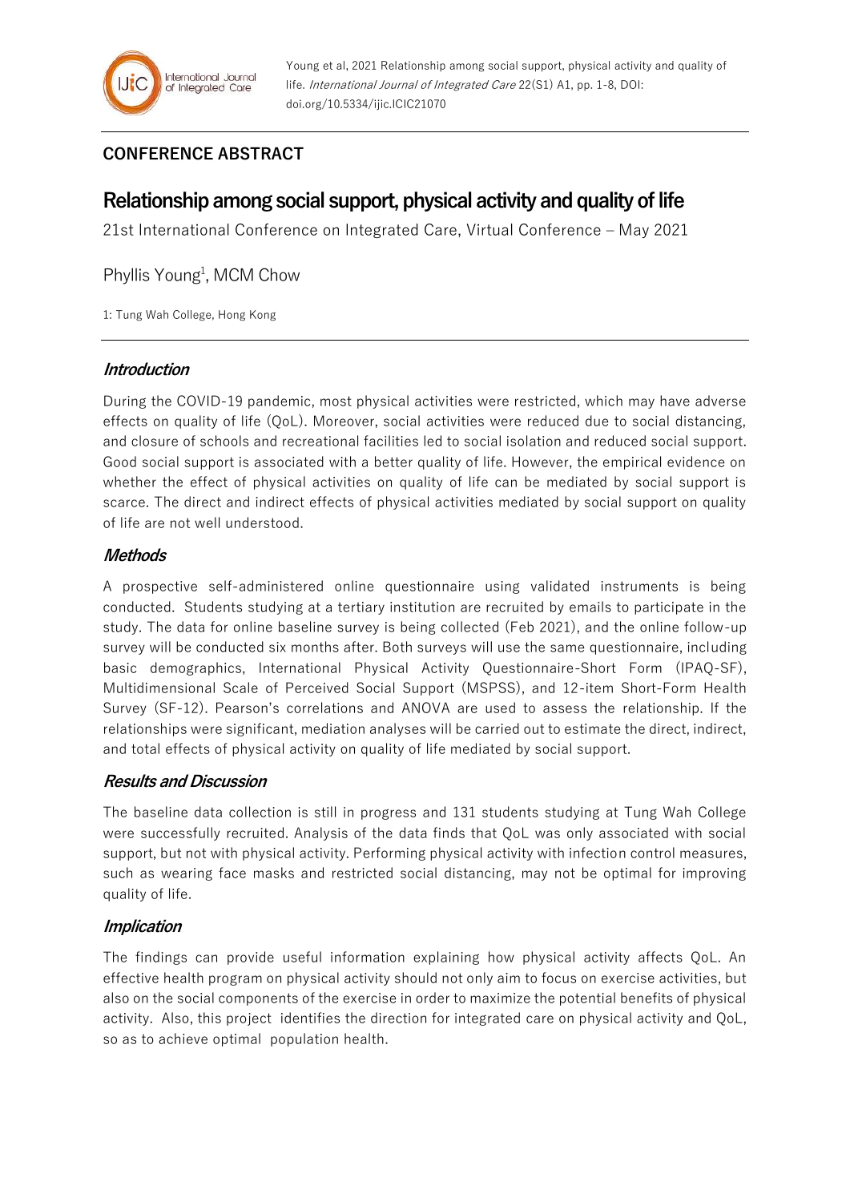## CONFERENCE ABSTRACT

# Relationship among social support, physical activity and quality of life

21st International Conference on Integrated Care, Virtual Conference – May 2021

Phyllis Young[1], MCM Chow

1: Tung Wah College, Hong Kong

### *Introduction*

During the COVID-19 pandemic, most physical activities were restricted, which may have adverse effects on quality of life (QoL). Moreover, social activities were reduced due to social distancing, and closure of schools and recreational facilities led to social isolation and reduced social support. Good social support is associated with a better quality of life. However, the empirical evidence on whether the effect of physical activities on quality of life can be mediated by social support is scarce. The direct and indirect effects of physical activities mediated by social support on quality of life are not well understood.

### *Methods*

A prospective self-administered online questionnaire using validated instruments is being conducted. Students studying at a tertiary institution are recruited by emails to participate in the study. The data for online baseline survey is being collected (Feb 2021), and the online follow-up survey will be conducted six months after. Both surveys will use the same questionnaire, including basic demographics, International Physical Activity Questionnaire-Short Form (IPAQ-SF), Multidimensional Scale of Perceived Social Support (MSPSS), and 12-item Short-Form Health Survey (SF-12). Pearson's correlations and ANOVA are used to assess the relationship. If the relationships were significant, mediation analyses will be carried out to estimate the direct, indirect, and total effects of physical activity on quality of life mediated by social support.

### *Results and Discussion*

The baseline data collection is still in progress and 131 students studying at Tung Wah College were successfully recruited. Analysis of the data finds that QoL was only associated with social support, but not with physical activity. Performing physical activity with infection control measures, such as wearing face masks and restricted social distancing, may not be optimal for improving quality of life.

### *Implication*

The findings can provide useful information explaining how physical activity affects QoL. An effective health program on physical activity should not only aim to focus on exercise activities, but also on the social components of the exercise in order to maximize the potential benefits of physical activity. Also, this project identifies the direction for integrated care on physical activity and QoL, so as to achieve optimal population health.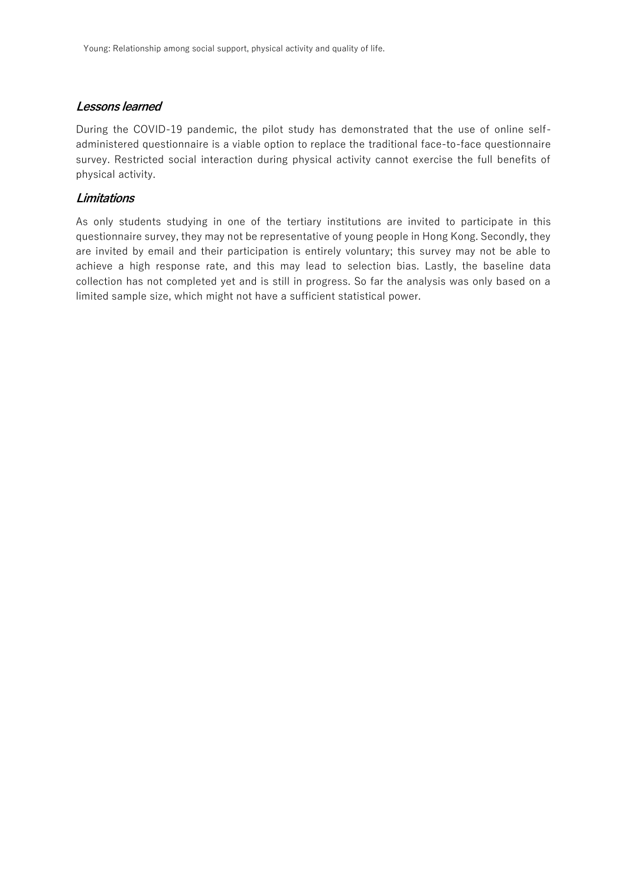### *Lessons learned*

During the COVID-19 pandemic, the pilot study has demonstrated that the use of online self-administered questionnaire is a viable option to replace the traditional face-to-face questionnaire survey. Restricted social interaction during physical activity cannot exercise the full benefits of physical activity.

### *Limitations*

As only students studying in one of the tertiary institutions are invited to participate in this questionnaire survey, they may not be representative of young people in Hong Kong. Secondly, they are invited by email and their participation is entirely voluntary; this survey may not be able to achieve a high response rate, and this may lead to selection bias. Lastly, the baseline data collection has not completed yet and is still in progress. So far the analysis was only based on a limited sample size, which might not have a sufficient statistical power.